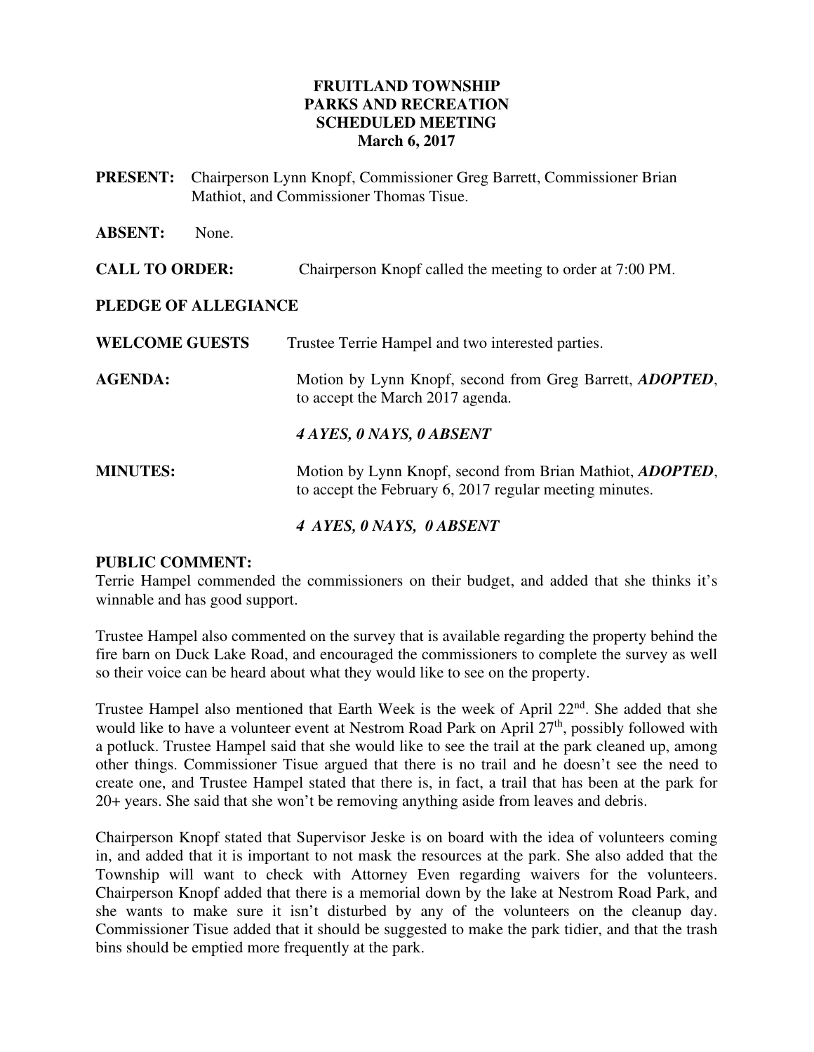**FRUITLAND TOWNSHIP**
**PARKS AND RECREATION**
**SCHEDULED MEETING**
**March 6, 2017**

**PRESENT:** Chairperson Lynn Knopf, Commissioner Greg Barrett, Commissioner Brian Mathiot, and Commissioner Thomas Tisue.

**ABSENT:** None.

**CALL TO ORDER:** Chairperson Knopf called the meeting to order at 7:00 PM.

**PLEDGE OF ALLEGIANCE**

**WELCOME GUESTS** Trustee Terrie Hampel and two interested parties.

**AGENDA:** Motion by Lynn Knopf, second from Greg Barrett, ***ADOPTED***, to accept the March 2017 agenda.

***4 AYES, 0 NAYS, 0 ABSENT***

**MINUTES:** Motion by Lynn Knopf, second from Brian Mathiot, ***ADOPTED***, to accept the February 6, 2017 regular meeting minutes.

***4 AYES, 0 NAYS, 0 ABSENT***

**PUBLIC COMMENT:**

Terrie Hampel commended the commissioners on their budget, and added that she thinks it's winnable and has good support.

Trustee Hampel also commented on the survey that is available regarding the property behind the fire barn on Duck Lake Road, and encouraged the commissioners to complete the survey as well so their voice can be heard about what they would like to see on the property.

Trustee Hampel also mentioned that Earth Week is the week of April 22nd. She added that she would like to have a volunteer event at Nestrom Road Park on April 27th, possibly followed with a potluck. Trustee Hampel said that she would like to see the trail at the park cleaned up, among other things. Commissioner Tisue argued that there is no trail and he doesn't see the need to create one, and Trustee Hampel stated that there is, in fact, a trail that has been at the park for 20+ years. She said that she won't be removing anything aside from leaves and debris.

Chairperson Knopf stated that Supervisor Jeske is on board with the idea of volunteers coming in, and added that it is important to not mask the resources at the park. She also added that the Township will want to check with Attorney Even regarding waivers for the volunteers. Chairperson Knopf added that there is a memorial down by the lake at Nestrom Road Park, and she wants to make sure it isn't disturbed by any of the volunteers on the cleanup day. Commissioner Tisue added that it should be suggested to make the park tidier, and that the trash bins should be emptied more frequently at the park.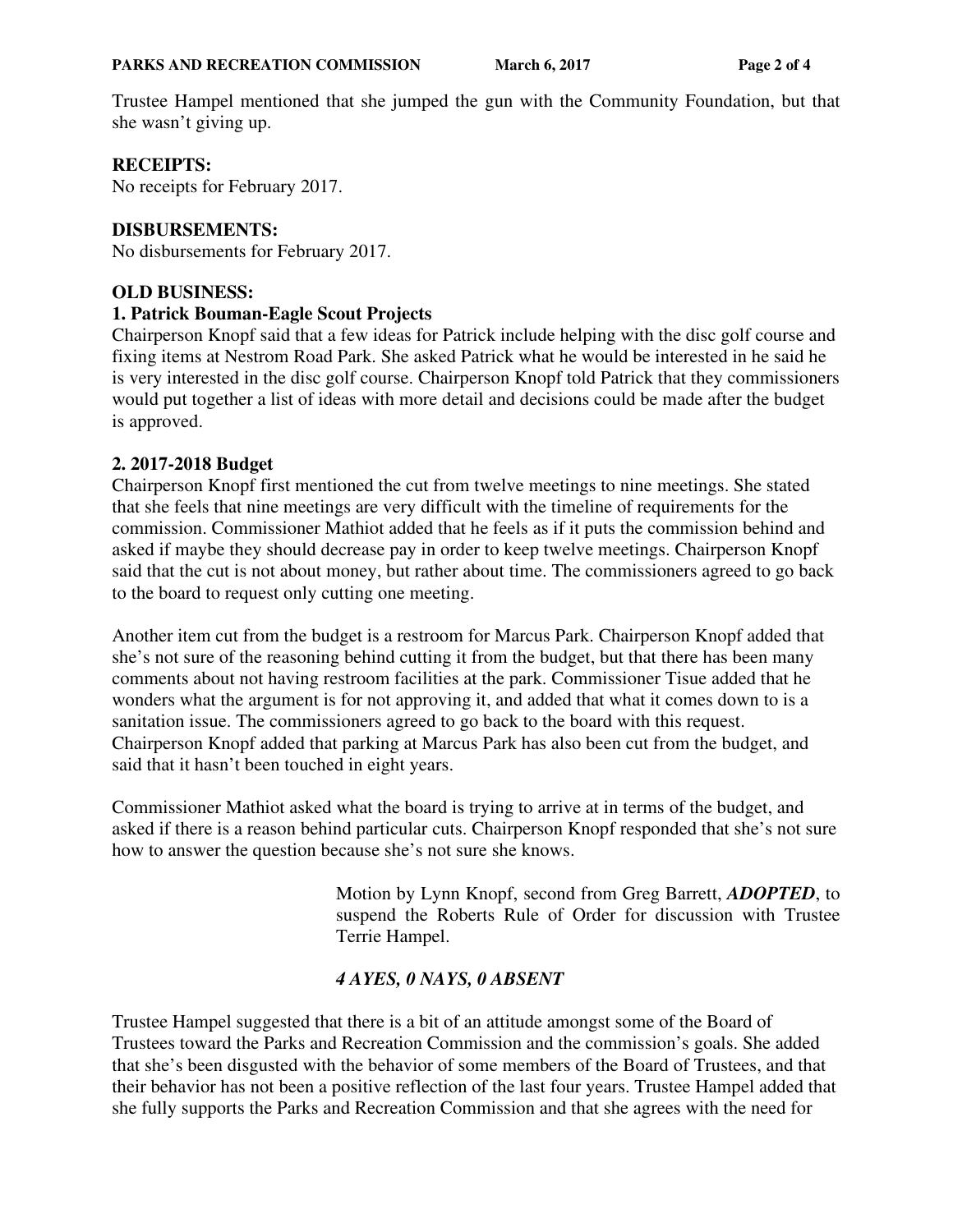Trustee Hampel mentioned that she jumped the gun with the Community Foundation, but that she wasn't giving up.

**RECEIPTS:**
No receipts for February 2017.

**DISBURSEMENTS:**
No disbursements for February 2017.

**OLD BUSINESS:**

**1. Patrick Bouman-Eagle Scout Projects**
Chairperson Knopf said that a few ideas for Patrick include helping with the disc golf course and fixing items at Nestrom Road Park. She asked Patrick what he would be interested in he said he is very interested in the disc golf course. Chairperson Knopf told Patrick that they commissioners would put together a list of ideas with more detail and decisions could be made after the budget is approved.

**2. 2017-2018 Budget**
Chairperson Knopf first mentioned the cut from twelve meetings to nine meetings. She stated that she feels that nine meetings are very difficult with the timeline of requirements for the commission. Commissioner Mathiot added that he feels as if it puts the commission behind and asked if maybe they should decrease pay in order to keep twelve meetings. Chairperson Knopf said that the cut is not about money, but rather about time. The commissioners agreed to go back to the board to request only cutting one meeting.

Another item cut from the budget is a restroom for Marcus Park. Chairperson Knopf added that she's not sure of the reasoning behind cutting it from the budget, but that there has been many comments about not having restroom facilities at the park. Commissioner Tisue added that he wonders what the argument is for not approving it, and added that what it comes down to is a sanitation issue. The commissioners agreed to go back to the board with this request. Chairperson Knopf added that parking at Marcus Park has also been cut from the budget, and said that it hasn't been touched in eight years.

Commissioner Mathiot asked what the board is trying to arrive at in terms of the budget, and asked if there is a reason behind particular cuts. Chairperson Knopf responded that she's not sure how to answer the question because she's not sure she knows.

> Motion by Lynn Knopf, second from Greg Barrett, ***ADOPTED***, to suspend the Roberts Rule of Order for discussion with Trustee Terrie Hampel.
>
> ***4 AYES, 0 NAYS, 0 ABSENT***

Trustee Hampel suggested that there is a bit of an attitude amongst some of the Board of Trustees toward the Parks and Recreation Commission and the commission's goals. She added that she's been disgusted with the behavior of some members of the Board of Trustees, and that their behavior has not been a positive reflection of the last four years. Trustee Hampel added that she fully supports the Parks and Recreation Commission and that she agrees with the need for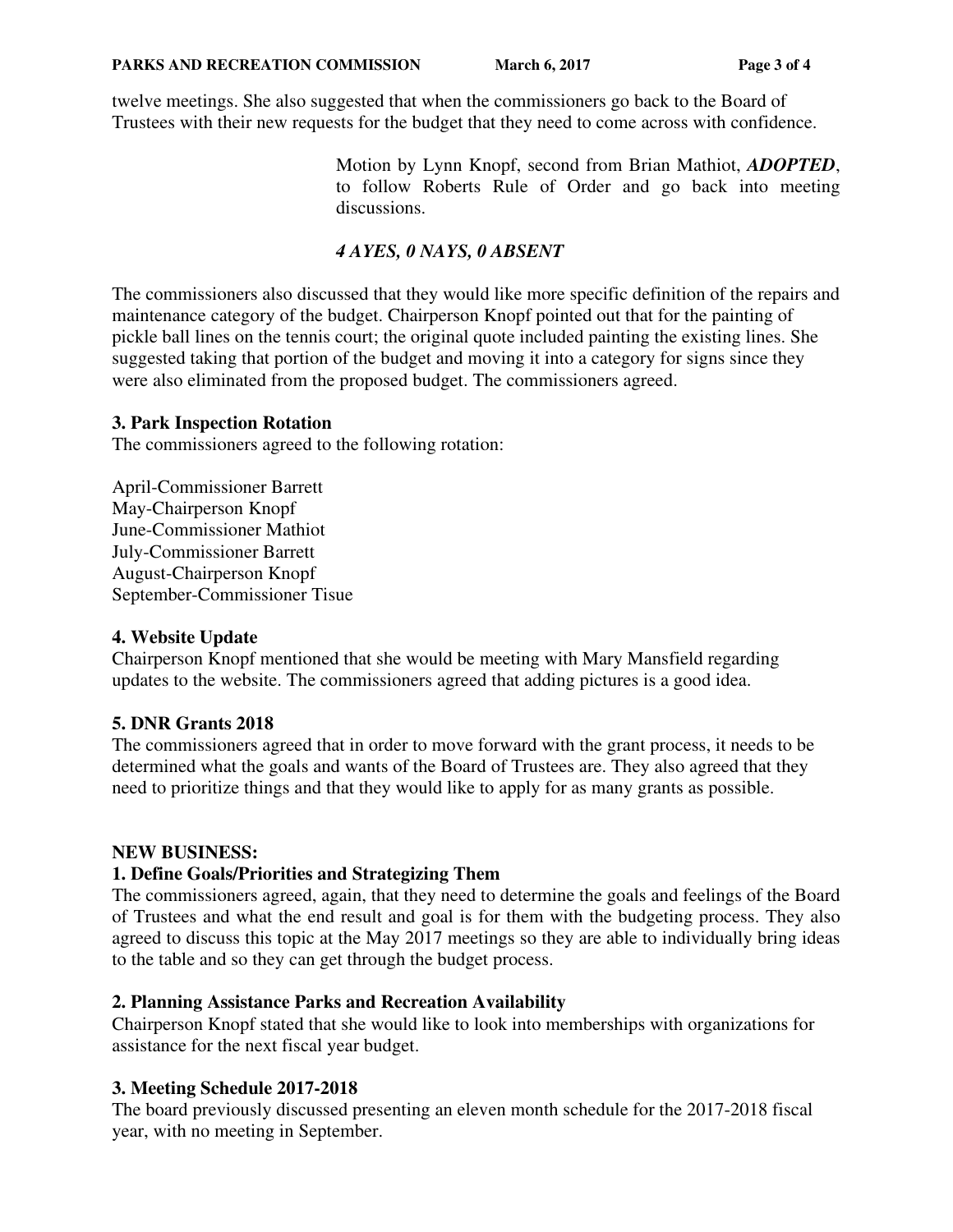twelve meetings. She also suggested that when the commissioners go back to the Board of Trustees with their new requests for the budget that they need to come across with confidence.

> Motion by Lynn Knopf, second from Brian Mathiot, ***ADOPTED***, to follow Roberts Rule of Order and go back into meeting discussions.
>
> ***4 AYES, 0 NAYS, 0 ABSENT***

The commissioners also discussed that they would like more specific definition of the repairs and maintenance category of the budget. Chairperson Knopf pointed out that for the painting of pickle ball lines on the tennis court; the original quote included painting the existing lines. She suggested taking that portion of the budget and moving it into a category for signs since they were also eliminated from the proposed budget. The commissioners agreed.

**3. Park Inspection Rotation**

The commissioners agreed to the following rotation:

April-Commissioner Barrett
May-Chairperson Knopf
June-Commissioner Mathiot
July-Commissioner Barrett
August-Chairperson Knopf
September-Commissioner Tisue

**4. Website Update**

Chairperson Knopf mentioned that she would be meeting with Mary Mansfield regarding updates to the website. The commissioners agreed that adding pictures is a good idea.

**5. DNR Grants 2018**

The commissioners agreed that in order to move forward with the grant process, it needs to be determined what the goals and wants of the Board of Trustees are. They also agreed that they need to prioritize things and that they would like to apply for as many grants as possible.

**NEW BUSINESS:**

**1. Define Goals/Priorities and Strategizing Them**

The commissioners agreed, again, that they need to determine the goals and feelings of the Board of Trustees and what the end result and goal is for them with the budgeting process. They also agreed to discuss this topic at the May 2017 meetings so they are able to individually bring ideas to the table and so they can get through the budget process.

**2. Planning Assistance Parks and Recreation Availability**

Chairperson Knopf stated that she would like to look into memberships with organizations for assistance for the next fiscal year budget.

**3. Meeting Schedule 2017-2018**

The board previously discussed presenting an eleven month schedule for the 2017-2018 fiscal year, with no meeting in September.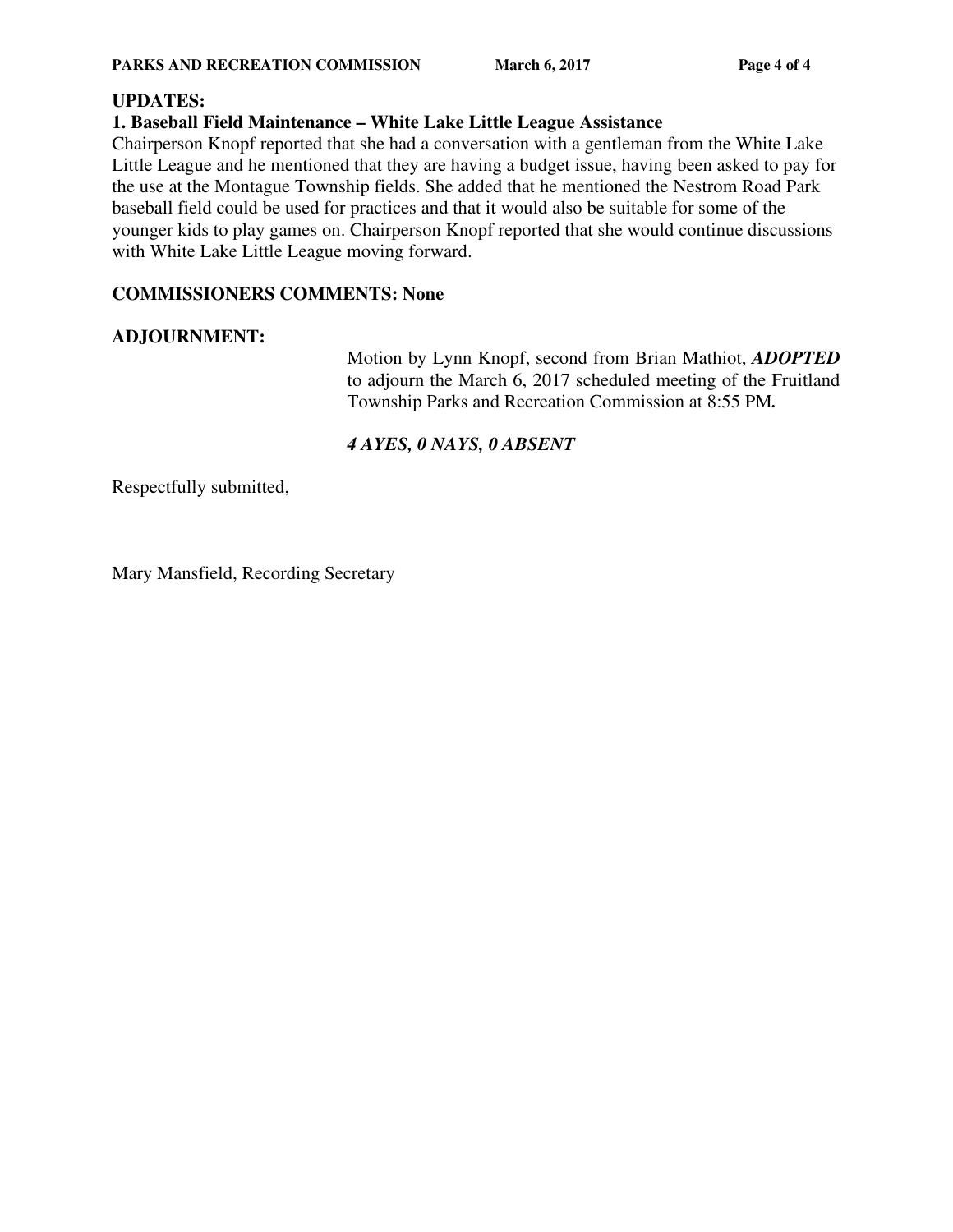**UPDATES:**

**1. Baseball Field Maintenance – White Lake Little League Assistance**

Chairperson Knopf reported that she had a conversation with a gentleman from the White Lake Little League and he mentioned that they are having a budget issue, having been asked to pay for the use at the Montague Township fields. She added that he mentioned the Nestrom Road Park baseball field could be used for practices and that it would also be suitable for some of the younger kids to play games on. Chairperson Knopf reported that she would continue discussions with White Lake Little League moving forward.

**COMMISSIONERS COMMENTS: None**

**ADJOURNMENT:**

Motion by Lynn Knopf, second from Brian Mathiot, ***ADOPTED*** to adjourn the March 6, 2017 scheduled meeting of the Fruitland Township Parks and Recreation Commission at 8:55 PM**.**

***4 AYES, 0 NAYS, 0 ABSENT***

Respectfully submitted,

Mary Mansfield, Recording Secretary